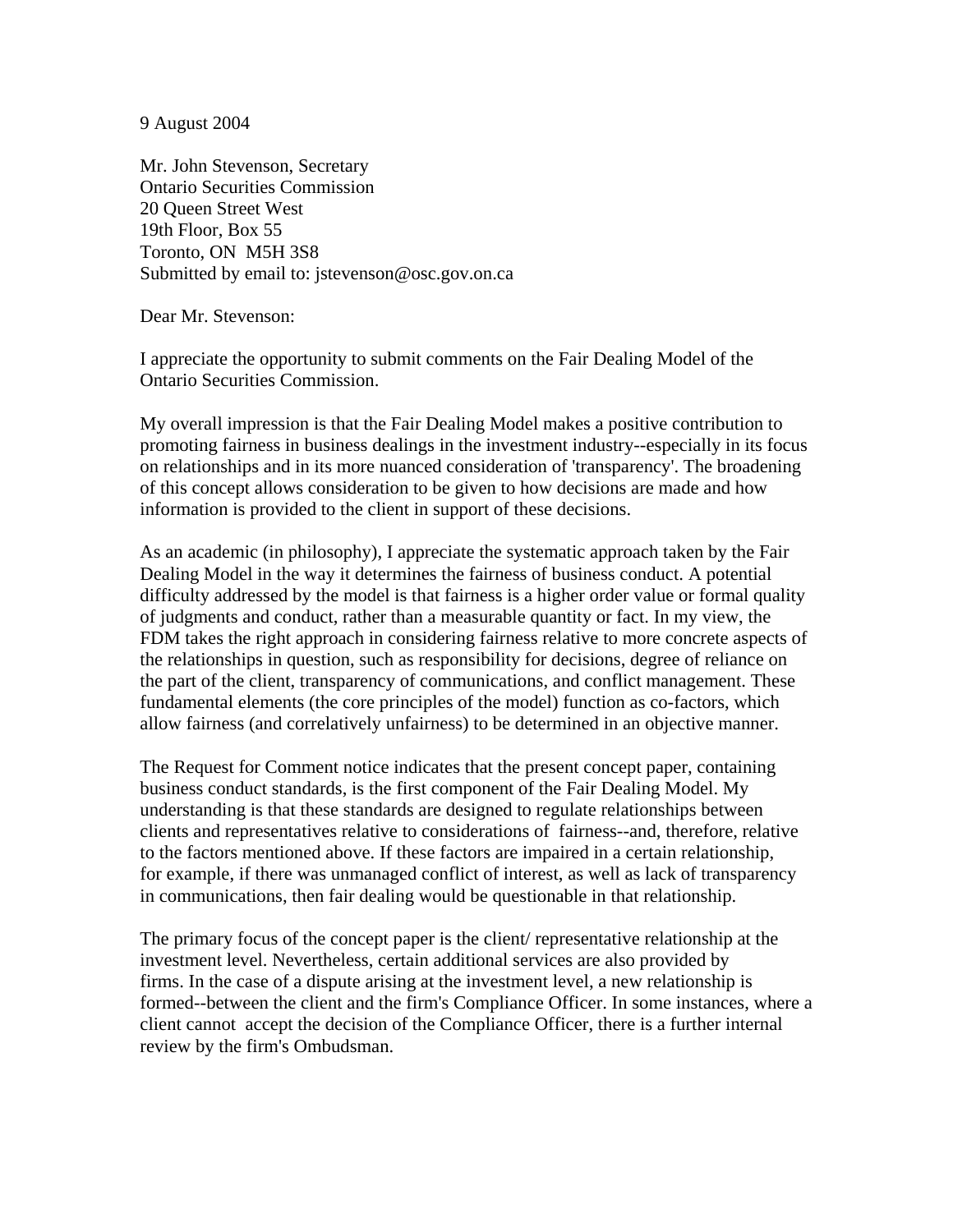9 August 2004

Mr. John Stevenson, Secretary
Ontario Securities Commission
20 Queen Street West
19th Floor, Box 55
Toronto, ON M5H 3S8
Submitted by email to: jstevenson@osc.gov.on.ca

Dear Mr. Stevenson:

I appreciate the opportunity to submit comments on the Fair Dealing Model of the Ontario Securities Commission.

My overall impression is that the Fair Dealing Model makes a positive contribution to promoting fairness in business dealings in the investment industry--especially in its focus on relationships and in its more nuanced consideration of 'transparency'. The broadening of this concept allows consideration to be given to how decisions are made and how information is provided to the client in support of these decisions.

As an academic (in philosophy), I appreciate the systematic approach taken by the Fair Dealing Model in the way it determines the fairness of business conduct. A potential difficulty addressed by the model is that fairness is a higher order value or formal quality of judgments and conduct, rather than a measurable quantity or fact. In my view, the FDM takes the right approach in considering fairness relative to more concrete aspects of the relationships in question, such as responsibility for decisions, degree of reliance on the part of the client, transparency of communications, and conflict management. These fundamental elements (the core principles of the model) function as co-factors, which allow fairness (and correlatively unfairness) to be determined in an objective manner.

The Request for Comment notice indicates that the present concept paper, containing business conduct standards, is the first component of the Fair Dealing Model. My understanding is that these standards are designed to regulate relationships between clients and representatives relative to considerations of fairness--and, therefore, relative to the factors mentioned above. If these factors are impaired in a certain relationship, for example, if there was unmanaged conflict of interest, as well as lack of transparency in communications, then fair dealing would be questionable in that relationship.

The primary focus of the concept paper is the client/ representative relationship at the investment level. Nevertheless, certain additional services are also provided by firms. In the case of a dispute arising at the investment level, a new relationship is formed--between the client and the firm's Compliance Officer. In some instances, where a client cannot accept the decision of the Compliance Officer, there is a further internal review by the firm's Ombudsman.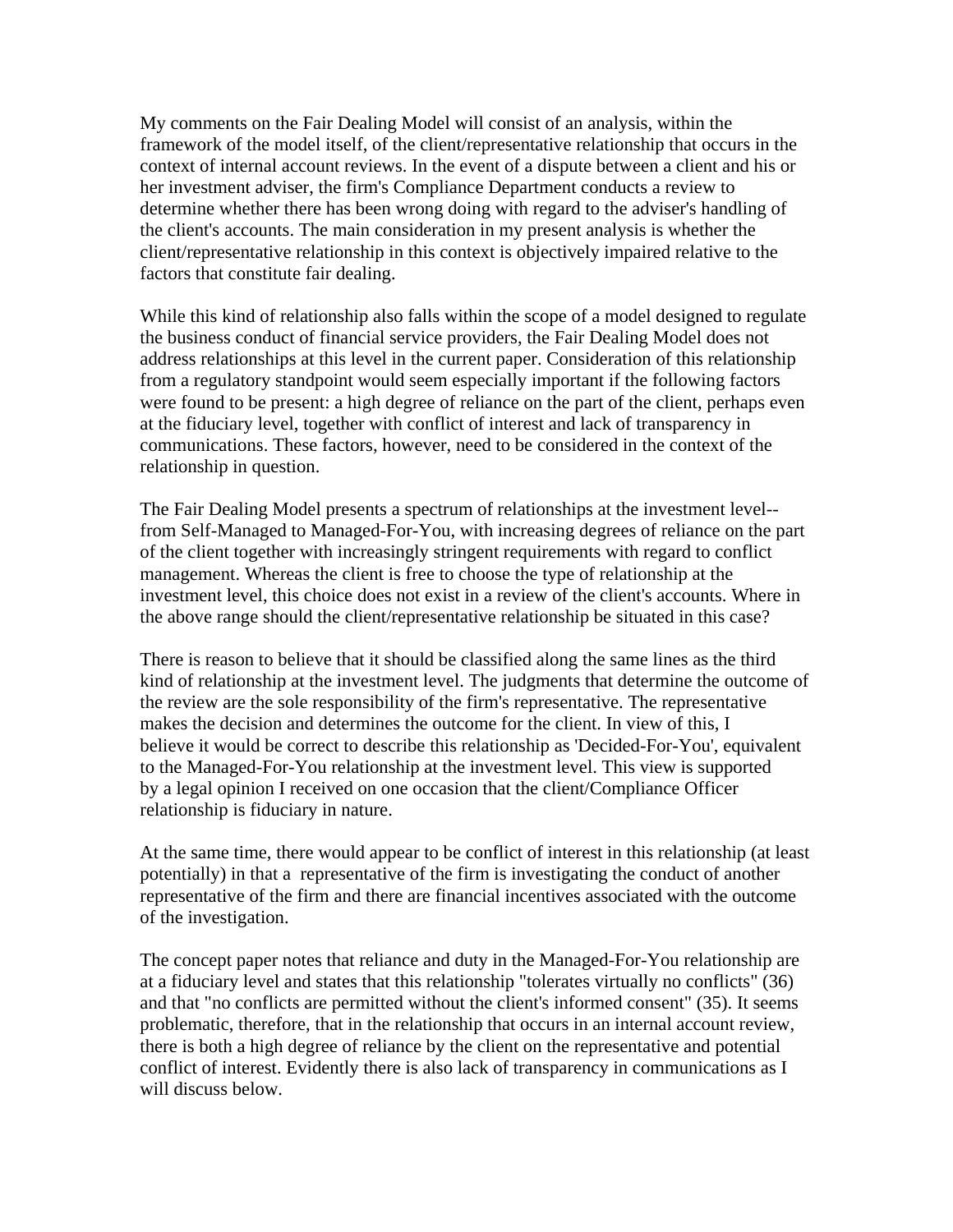My comments on the Fair Dealing Model will consist of an analysis, within the framework of the model itself, of the client/representative relationship that occurs in the context of internal account reviews. In the event of a dispute between a client and his or her investment adviser, the firm's Compliance Department conducts a review to determine whether there has been wrong doing with regard to the adviser's handling of the client's accounts. The main consideration in my present analysis is whether the client/representative relationship in this context is objectively impaired relative to the factors that constitute fair dealing.

While this kind of relationship also falls within the scope of a model designed to regulate the business conduct of financial service providers, the Fair Dealing Model does not address relationships at this level in the current paper. Consideration of this relationship from a regulatory standpoint would seem especially important if the following factors were found to be present: a high degree of reliance on the part of the client, perhaps even at the fiduciary level, together with conflict of interest and lack of transparency in communications. These factors, however, need to be considered in the context of the relationship in question.

The Fair Dealing Model presents a spectrum of relationships at the investment level--from Self-Managed to Managed-For-You, with increasing degrees of reliance on the part of the client together with increasingly stringent requirements with regard to conflict management. Whereas the client is free to choose the type of relationship at the investment level, this choice does not exist in a review of the client's accounts. Where in the above range should the client/representative relationship be situated in this case?

There is reason to believe that it should be classified along the same lines as the third kind of relationship at the investment level. The judgments that determine the outcome of the review are the sole responsibility of the firm's representative. The representative makes the decision and determines the outcome for the client. In view of this, I believe it would be correct to describe this relationship as 'Decided-For-You', equivalent to the Managed-For-You relationship at the investment level. This view is supported by a legal opinion I received on one occasion that the client/Compliance Officer relationship is fiduciary in nature.

At the same time, there would appear to be conflict of interest in this relationship (at least potentially) in that a representative of the firm is investigating the conduct of another representative of the firm and there are financial incentives associated with the outcome of the investigation.

The concept paper notes that reliance and duty in the Managed-For-You relationship are at a fiduciary level and states that this relationship "tolerates virtually no conflicts" (36) and that "no conflicts are permitted without the client's informed consent" (35). It seems problematic, therefore, that in the relationship that occurs in an internal account review, there is both a high degree of reliance by the client on the representative and potential conflict of interest. Evidently there is also lack of transparency in communications as I will discuss below.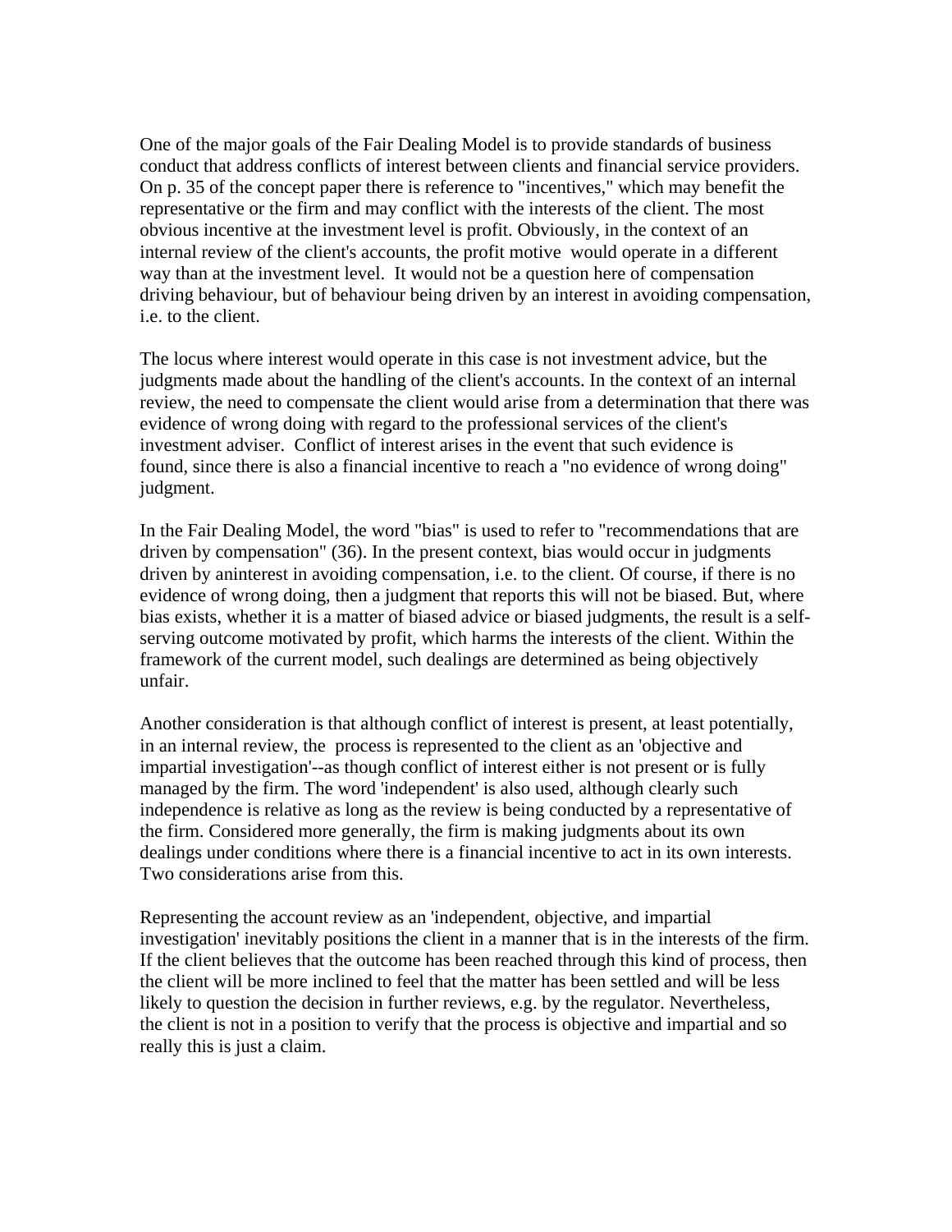One of the major goals of the Fair Dealing Model is to provide standards of business conduct that address conflicts of interest between clients and financial service providers. On p. 35 of the concept paper there is reference to "incentives," which may benefit the representative or the firm and may conflict with the interests of the client. The most obvious incentive at the investment level is profit. Obviously, in the context of an internal review of the client's accounts, the profit motive would operate in a different way than at the investment level. It would not be a question here of compensation driving behaviour, but of behaviour being driven by an interest in avoiding compensation, i.e. to the client.

The locus where interest would operate in this case is not investment advice, but the judgments made about the handling of the client's accounts. In the context of an internal review, the need to compensate the client would arise from a determination that there was evidence of wrong doing with regard to the professional services of the client's investment adviser. Conflict of interest arises in the event that such evidence is found, since there is also a financial incentive to reach a "no evidence of wrong doing" judgment.

In the Fair Dealing Model, the word "bias" is used to refer to "recommendations that are driven by compensation" (36). In the present context, bias would occur in judgments driven by aninterest in avoiding compensation, i.e. to the client. Of course, if there is no evidence of wrong doing, then a judgment that reports this will not be biased. But, where bias exists, whether it is a matter of biased advice or biased judgments, the result is a self-serving outcome motivated by profit, which harms the interests of the client. Within the framework of the current model, such dealings are determined as being objectively unfair.

Another consideration is that although conflict of interest is present, at least potentially, in an internal review, the process is represented to the client as an 'objective and impartial investigation'--as though conflict of interest either is not present or is fully managed by the firm. The word 'independent' is also used, although clearly such independence is relative as long as the review is being conducted by a representative of the firm. Considered more generally, the firm is making judgments about its own dealings under conditions where there is a financial incentive to act in its own interests. Two considerations arise from this.

Representing the account review as an 'independent, objective, and impartial investigation' inevitably positions the client in a manner that is in the interests of the firm. If the client believes that the outcome has been reached through this kind of process, then the client will be more inclined to feel that the matter has been settled and will be less likely to question the decision in further reviews, e.g. by the regulator. Nevertheless, the client is not in a position to verify that the process is objective and impartial and so really this is just a claim.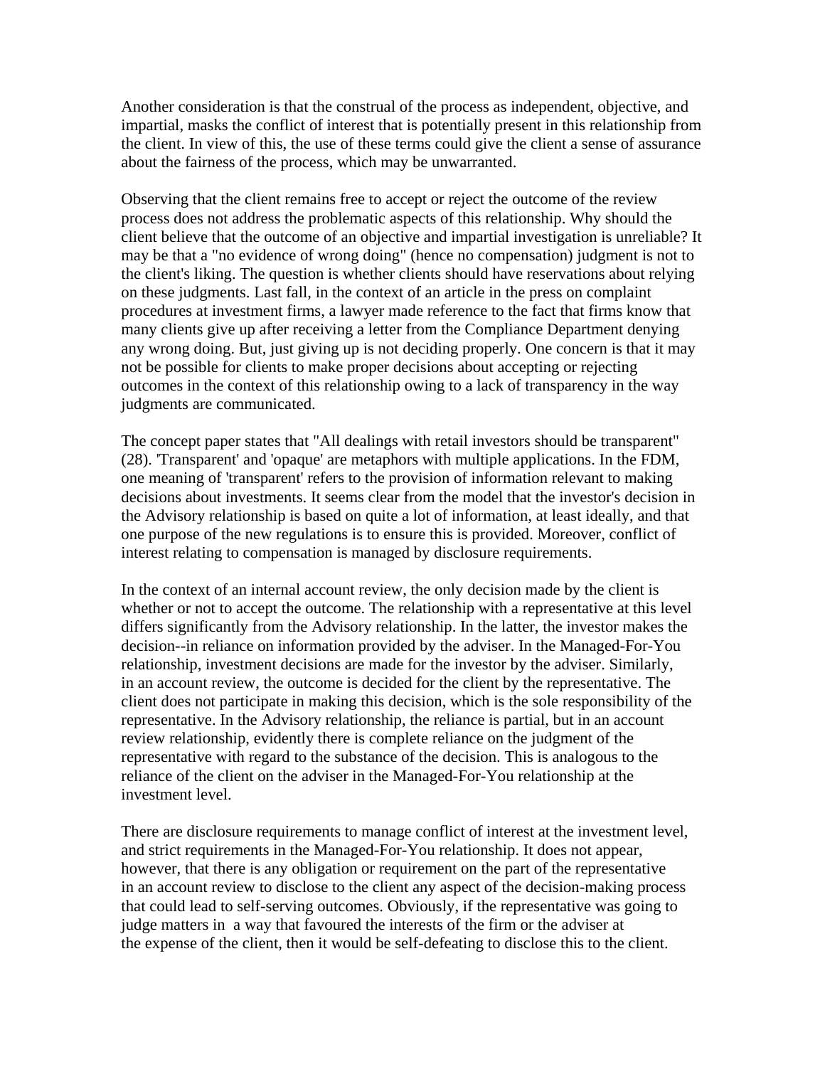Another consideration is that the construal of the process as independent, objective, and impartial, masks the conflict of interest that is potentially present in this relationship from the client. In view of this, the use of these terms could give the client a sense of assurance about the fairness of the process, which may be unwarranted.

Observing that the client remains free to accept or reject the outcome of the review process does not address the problematic aspects of this relationship. Why should the client believe that the outcome of an objective and impartial investigation is unreliable? It may be that a "no evidence of wrong doing" (hence no compensation) judgment is not to the client's liking. The question is whether clients should have reservations about relying on these judgments. Last fall, in the context of an article in the press on complaint procedures at investment firms, a lawyer made reference to the fact that firms know that many clients give up after receiving a letter from the Compliance Department denying any wrong doing. But, just giving up is not deciding properly. One concern is that it may not be possible for clients to make proper decisions about accepting or rejecting outcomes in the context of this relationship owing to a lack of transparency in the way judgments are communicated.

The concept paper states that "All dealings with retail investors should be transparent" (28). 'Transparent' and 'opaque' are metaphors with multiple applications. In the FDM, one meaning of 'transparent' refers to the provision of information relevant to making decisions about investments. It seems clear from the model that the investor's decision in the Advisory relationship is based on quite a lot of information, at least ideally, and that one purpose of the new regulations is to ensure this is provided. Moreover, conflict of interest relating to compensation is managed by disclosure requirements.

In the context of an internal account review, the only decision made by the client is whether or not to accept the outcome. The relationship with a representative at this level differs significantly from the Advisory relationship. In the latter, the investor makes the decision--in reliance on information provided by the adviser. In the Managed-For-You relationship, investment decisions are made for the investor by the adviser. Similarly, in an account review, the outcome is decided for the client by the representative. The client does not participate in making this decision, which is the sole responsibility of the representative. In the Advisory relationship, the reliance is partial, but in an account review relationship, evidently there is complete reliance on the judgment of the representative with regard to the substance of the decision. This is analogous to the reliance of the client on the adviser in the Managed-For-You relationship at the investment level.

There are disclosure requirements to manage conflict of interest at the investment level, and strict requirements in the Managed-For-You relationship. It does not appear, however, that there is any obligation or requirement on the part of the representative in an account review to disclose to the client any aspect of the decision-making process that could lead to self-serving outcomes. Obviously, if the representative was going to judge matters in a way that favoured the interests of the firm or the adviser at the expense of the client, then it would be self-defeating to disclose this to the client.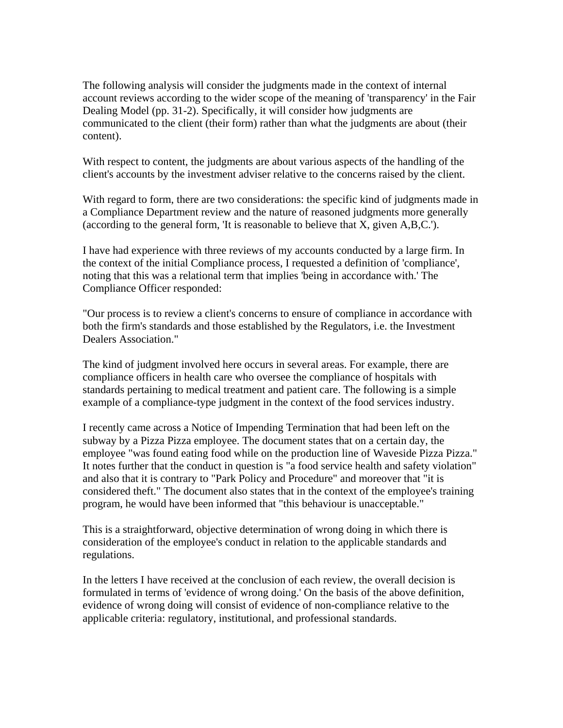The following analysis will consider the judgments made in the context of internal account reviews according to the wider scope of the meaning of 'transparency' in the Fair Dealing Model (pp. 31-2). Specifically, it will consider how judgments are communicated to the client (their form) rather than what the judgments are about (their content).

With respect to content, the judgments are about various aspects of the handling of the client's accounts by the investment adviser relative to the concerns raised by the client.

With regard to form, there are two considerations: the specific kind of judgments made in a Compliance Department review and the nature of reasoned judgments more generally (according to the general form, 'It is reasonable to believe that X, given A,B,C.').

I have had experience with three reviews of my accounts conducted by a large firm. In the context of the initial Compliance process, I requested a definition of 'compliance', noting that this was a relational term that implies 'being in accordance with.' The Compliance Officer responded:

"Our process is to review a client's concerns to ensure of compliance in accordance with both the firm's standards and those established by the Regulators, i.e. the Investment Dealers Association."

The kind of judgment involved here occurs in several areas. For example, there are compliance officers in health care who oversee the compliance of hospitals with standards pertaining to medical treatment and patient care. The following is a simple example of a compliance-type judgment in the context of the food services industry.

I recently came across a Notice of Impending Termination that had been left on the subway by a Pizza Pizza employee. The document states that on a certain day, the employee "was found eating food while on the production line of Waveside Pizza Pizza." It notes further that the conduct in question is "a food service health and safety violation" and also that it is contrary to "Park Policy and Procedure" and moreover that "it is considered theft." The document also states that in the context of the employee's training program, he would have been informed that "this behaviour is unacceptable."

This is a straightforward, objective determination of wrong doing in which there is consideration of the employee's conduct in relation to the applicable standards and regulations.

In the letters I have received at the conclusion of each review, the overall decision is formulated in terms of 'evidence of wrong doing.' On the basis of the above definition, evidence of wrong doing will consist of evidence of non-compliance relative to the applicable criteria: regulatory, institutional, and professional standards.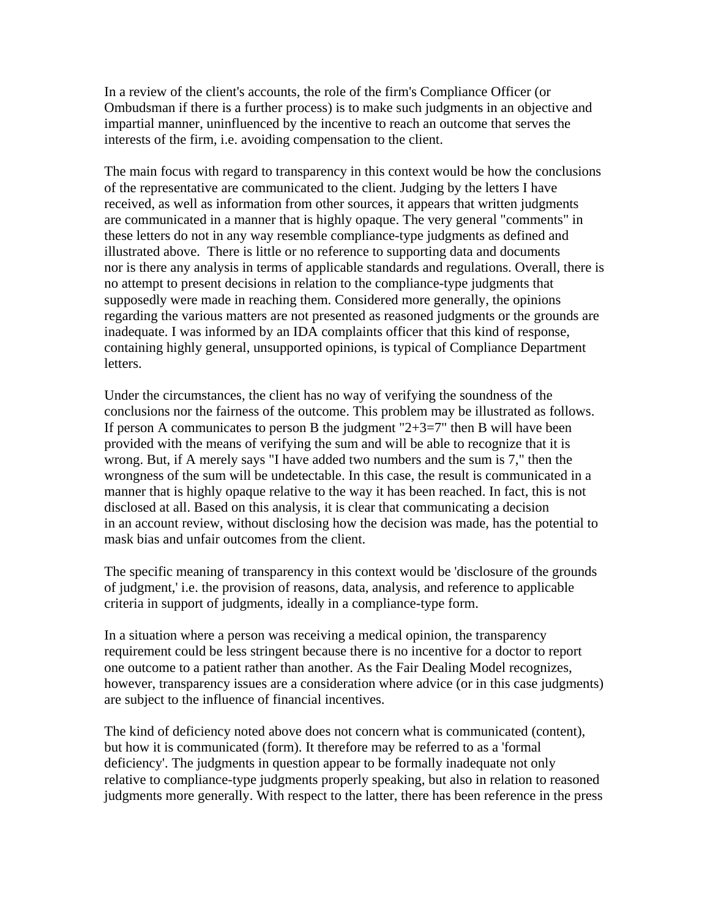In a review of the client's accounts, the role of the firm's Compliance Officer (or Ombudsman if there is a further process) is to make such judgments in an objective and impartial manner, uninfluenced by the incentive to reach an outcome that serves the interests of the firm, i.e. avoiding compensation to the client.

The main focus with regard to transparency in this context would be how the conclusions of the representative are communicated to the client. Judging by the letters I have received, as well as information from other sources, it appears that written judgments are communicated in a manner that is highly opaque. The very general "comments" in these letters do not in any way resemble compliance-type judgments as defined and illustrated above. There is little or no reference to supporting data and documents nor is there any analysis in terms of applicable standards and regulations. Overall, there is no attempt to present decisions in relation to the compliance-type judgments that supposedly were made in reaching them. Considered more generally, the opinions regarding the various matters are not presented as reasoned judgments or the grounds are inadequate. I was informed by an IDA complaints officer that this kind of response, containing highly general, unsupported opinions, is typical of Compliance Department letters.

Under the circumstances, the client has no way of verifying the soundness of the conclusions nor the fairness of the outcome. This problem may be illustrated as follows. If person A communicates to person B the judgment "2+3=7" then B will have been provided with the means of verifying the sum and will be able to recognize that it is wrong. But, if A merely says "I have added two numbers and the sum is 7," then the wrongness of the sum will be undetectable. In this case, the result is communicated in a manner that is highly opaque relative to the way it has been reached. In fact, this is not disclosed at all. Based on this analysis, it is clear that communicating a decision in an account review, without disclosing how the decision was made, has the potential to mask bias and unfair outcomes from the client.

The specific meaning of transparency in this context would be 'disclosure of the grounds of judgment,' i.e. the provision of reasons, data, analysis, and reference to applicable criteria in support of judgments, ideally in a compliance-type form.

In a situation where a person was receiving a medical opinion, the transparency requirement could be less stringent because there is no incentive for a doctor to report one outcome to a patient rather than another. As the Fair Dealing Model recognizes, however, transparency issues are a consideration where advice (or in this case judgments) are subject to the influence of financial incentives.

The kind of deficiency noted above does not concern what is communicated (content), but how it is communicated (form). It therefore may be referred to as a 'formal deficiency'. The judgments in question appear to be formally inadequate not only relative to compliance-type judgments properly speaking, but also in relation to reasoned judgments more generally. With respect to the latter, there has been reference in the press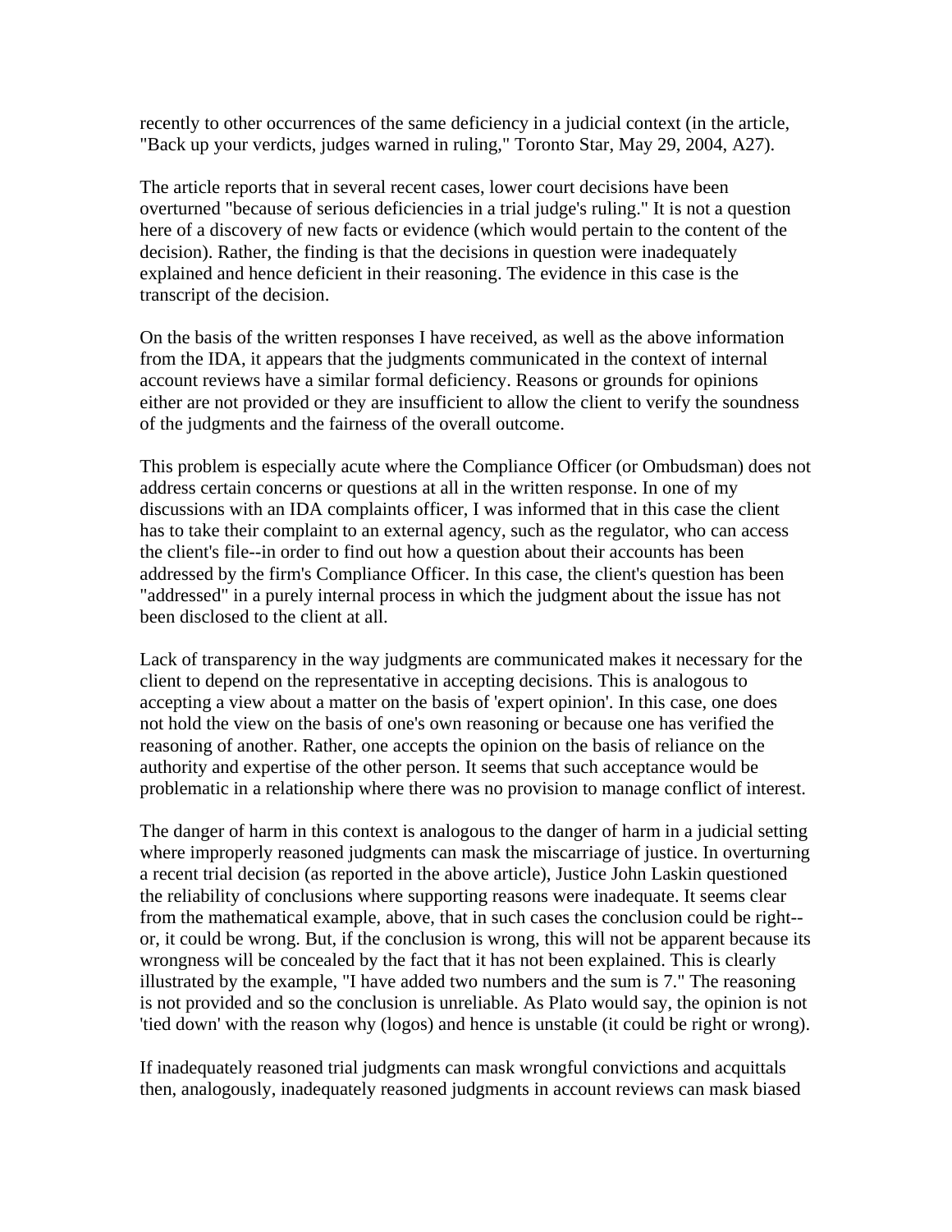recently to other occurrences of the same deficiency in a judicial context (in the article, "Back up your verdicts, judges warned in ruling," Toronto Star, May 29, 2004, A27).

The article reports that in several recent cases, lower court decisions have been overturned "because of serious deficiencies in a trial judge's ruling." It is not a question here of a discovery of new facts or evidence (which would pertain to the content of the decision). Rather, the finding is that the decisions in question were inadequately explained and hence deficient in their reasoning. The evidence in this case is the transcript of the decision.

On the basis of the written responses I have received, as well as the above information from the IDA, it appears that the judgments communicated in the context of internal account reviews have a similar formal deficiency. Reasons or grounds for opinions either are not provided or they are insufficient to allow the client to verify the soundness of the judgments and the fairness of the overall outcome.

This problem is especially acute where the Compliance Officer (or Ombudsman) does not address certain concerns or questions at all in the written response. In one of my discussions with an IDA complaints officer, I was informed that in this case the client has to take their complaint to an external agency, such as the regulator, who can access the client's file--in order to find out how a question about their accounts has been addressed by the firm's Compliance Officer. In this case, the client's question has been "addressed" in a purely internal process in which the judgment about the issue has not been disclosed to the client at all.

Lack of transparency in the way judgments are communicated makes it necessary for the client to depend on the representative in accepting decisions. This is analogous to accepting a view about a matter on the basis of 'expert opinion'. In this case, one does not hold the view on the basis of one's own reasoning or because one has verified the reasoning of another. Rather, one accepts the opinion on the basis of reliance on the authority and expertise of the other person. It seems that such acceptance would be problematic in a relationship where there was no provision to manage conflict of interest.

The danger of harm in this context is analogous to the danger of harm in a judicial setting where improperly reasoned judgments can mask the miscarriage of justice. In overturning a recent trial decision (as reported in the above article), Justice John Laskin questioned the reliability of conclusions where supporting reasons were inadequate. It seems clear from the mathematical example, above, that in such cases the conclusion could be right--or, it could be wrong. But, if the conclusion is wrong, this will not be apparent because its wrongness will be concealed by the fact that it has not been explained. This is clearly illustrated by the example, "I have added two numbers and the sum is 7." The reasoning is not provided and so the conclusion is unreliable. As Plato would say, the opinion is not 'tied down' with the reason why (logos) and hence is unstable (it could be right or wrong).

If inadequately reasoned trial judgments can mask wrongful convictions and acquittals then, analogously, inadequately reasoned judgments in account reviews can mask biased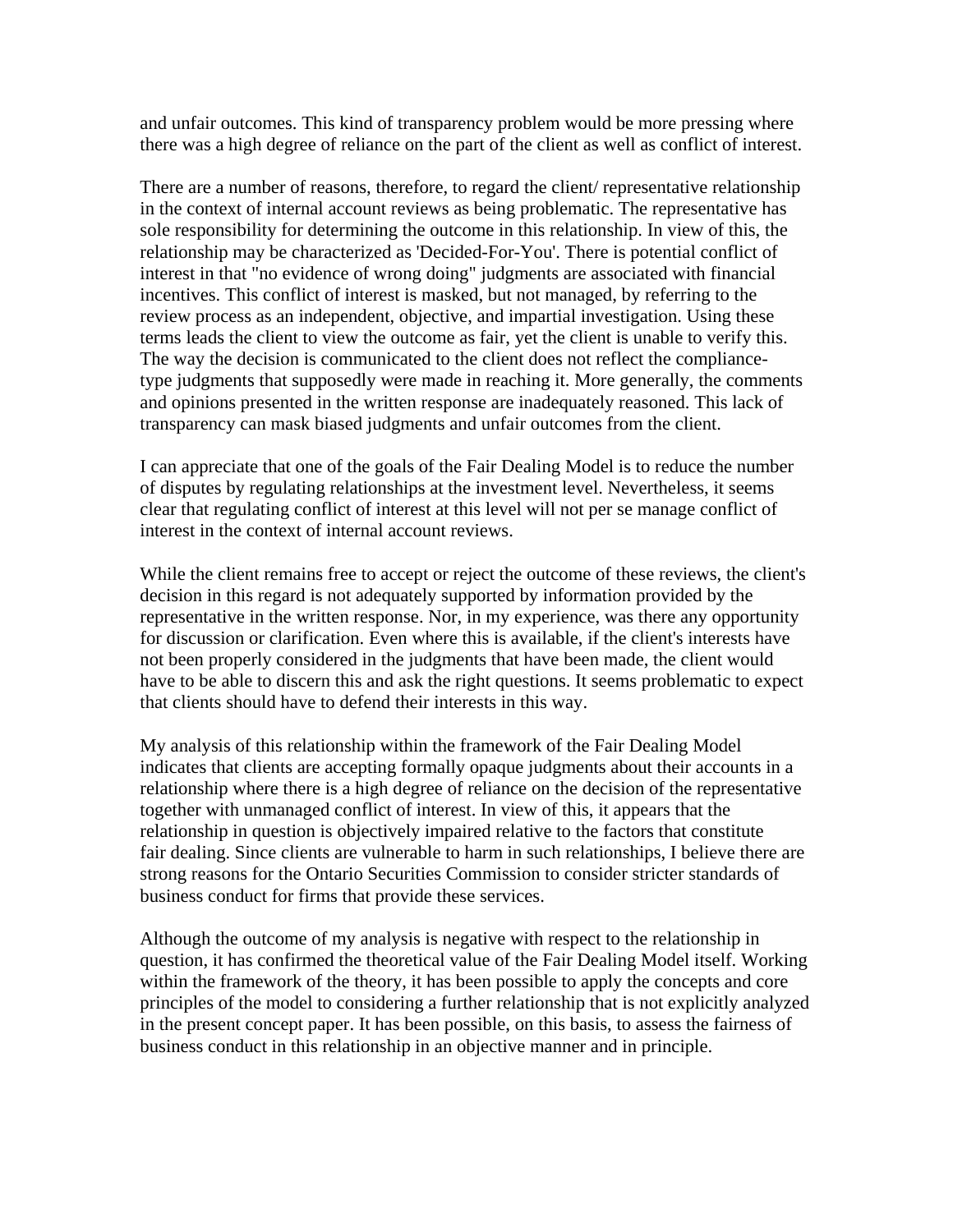and unfair outcomes. This kind of transparency problem would be more pressing where there was a high degree of reliance on the part of the client as well as conflict of interest.

There are a number of reasons, therefore, to regard the client/ representative relationship in the context of internal account reviews as being problematic. The representative has sole responsibility for determining the outcome in this relationship. In view of this, the relationship may be characterized as 'Decided-For-You'. There is potential conflict of interest in that "no evidence of wrong doing" judgments are associated with financial incentives. This conflict of interest is masked, but not managed, by referring to the review process as an independent, objective, and impartial investigation. Using these terms leads the client to view the outcome as fair, yet the client is unable to verify this. The way the decision is communicated to the client does not reflect the compliance-type judgments that supposedly were made in reaching it. More generally, the comments and opinions presented in the written response are inadequately reasoned. This lack of transparency can mask biased judgments and unfair outcomes from the client.

I can appreciate that one of the goals of the Fair Dealing Model is to reduce the number of disputes by regulating relationships at the investment level. Nevertheless, it seems clear that regulating conflict of interest at this level will not per se manage conflict of interest in the context of internal account reviews.

While the client remains free to accept or reject the outcome of these reviews, the client's decision in this regard is not adequately supported by information provided by the representative in the written response. Nor, in my experience, was there any opportunity for discussion or clarification. Even where this is available, if the client's interests have not been properly considered in the judgments that have been made, the client would have to be able to discern this and ask the right questions. It seems problematic to expect that clients should have to defend their interests in this way.

My analysis of this relationship within the framework of the Fair Dealing Model indicates that clients are accepting formally opaque judgments about their accounts in a relationship where there is a high degree of reliance on the decision of the representative together with unmanaged conflict of interest. In view of this, it appears that the relationship in question is objectively impaired relative to the factors that constitute fair dealing. Since clients are vulnerable to harm in such relationships, I believe there are strong reasons for the Ontario Securities Commission to consider stricter standards of business conduct for firms that provide these services.

Although the outcome of my analysis is negative with respect to the relationship in question, it has confirmed the theoretical value of the Fair Dealing Model itself. Working within the framework of the theory, it has been possible to apply the concepts and core principles of the model to considering a further relationship that is not explicitly analyzed in the present concept paper. It has been possible, on this basis, to assess the fairness of business conduct in this relationship in an objective manner and in principle.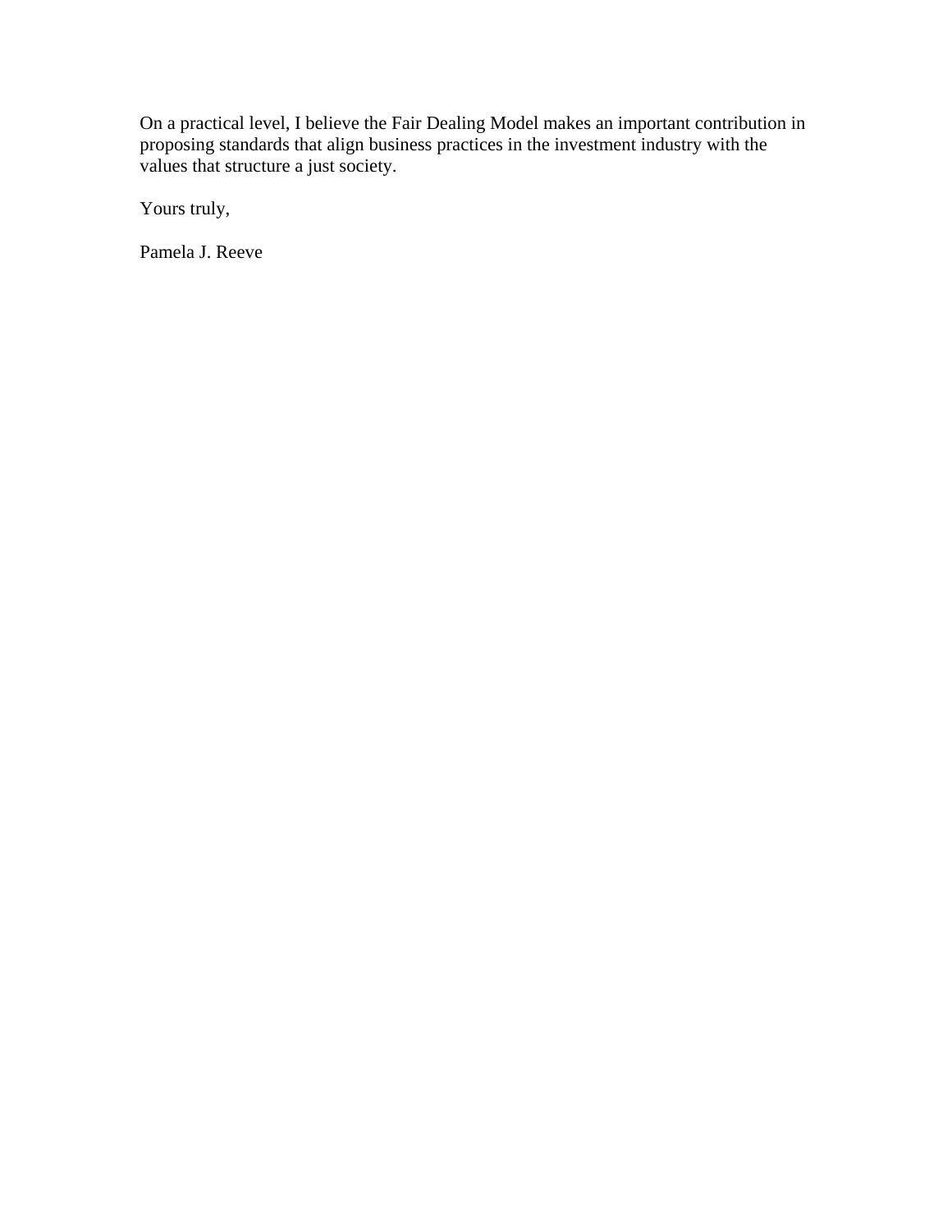On a practical level, I believe the Fair Dealing Model makes an important contribution in proposing standards that align business practices in the investment industry with the values that structure a just society.

Yours truly,

Pamela J. Reeve